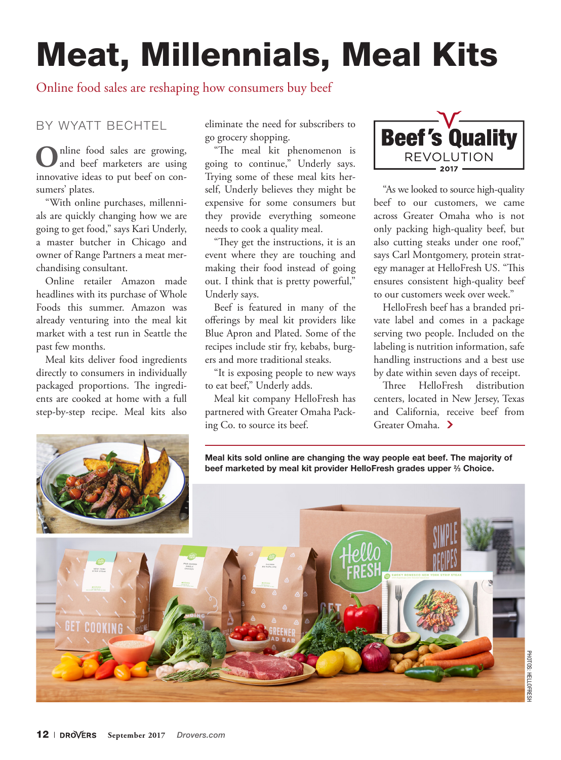# Meat, Millennials, Meal Kits

Online food sales are reshaping how consumers buy beef

BY WYATT BECHTEL

Online food sales are growing, and beef marketers are using innovative ideas to put beef on consumers' plates.

"With online purchases, millennials are quickly changing how we are going to get food," says Kari Underly, a master butcher in Chicago and owner of Range Partners a meat merchandising consultant.

Online retailer Amazon made headlines with its purchase of Whole Foods this summer. Amazon was already venturing into the meal kit market with a test run in Seattle the past few months.

Meal kits deliver food ingredients directly to consumers in individually packaged proportions. The ingredients are cooked at home with a full step-by-step recipe. Meal kits also eliminate the need for subscribers to go grocery shopping.

"The meal kit phenomenon is going to continue," Underly says. Trying some of these meal kits herself, Underly believes they might be expensive for some consumers but they provide everything someone needs to cook a quality meal.

"They get the instructions, it is an event where they are touching and making their food instead of going out. I think that is pretty powerful," Underly says.

Beef is featured in many of the offerings by meal kit providers like Blue Apron and Plated. Some of the recipes include stir fry, kebabs, burgers and more traditional steaks.

"It is exposing people to new ways to eat beef," Underly adds.

Meal kit company HelloFresh has partnered with Greater Omaha Packing Co. to source its beef.

**Beef's Quality REVOLUTION 2017**

"As we looked to source high-quality beef to our customers, we came across Greater Omaha who is not only packing high-quality beef, but also cutting steaks under one roof," says Carl Montgomery, protein strategy manager at HelloFresh US. "This ensures consistent high-quality beef to our customers week over week."

HelloFresh beef has a branded private label and comes in a package serving two people. Included on the labeling is nutrition information, safe handling instructions and a best use by date within seven days of receipt.

Three HelloFresh distribution centers, located in New Jersey, Texas and California, receive beef from Greater Omaha. ›

**Meal kits sold online are changing the way people eat beef. The majority of beef marketed by meal kit provider HelloFresh grades upper ⅔ Choice.**

PHOTOS: HELLOFRESH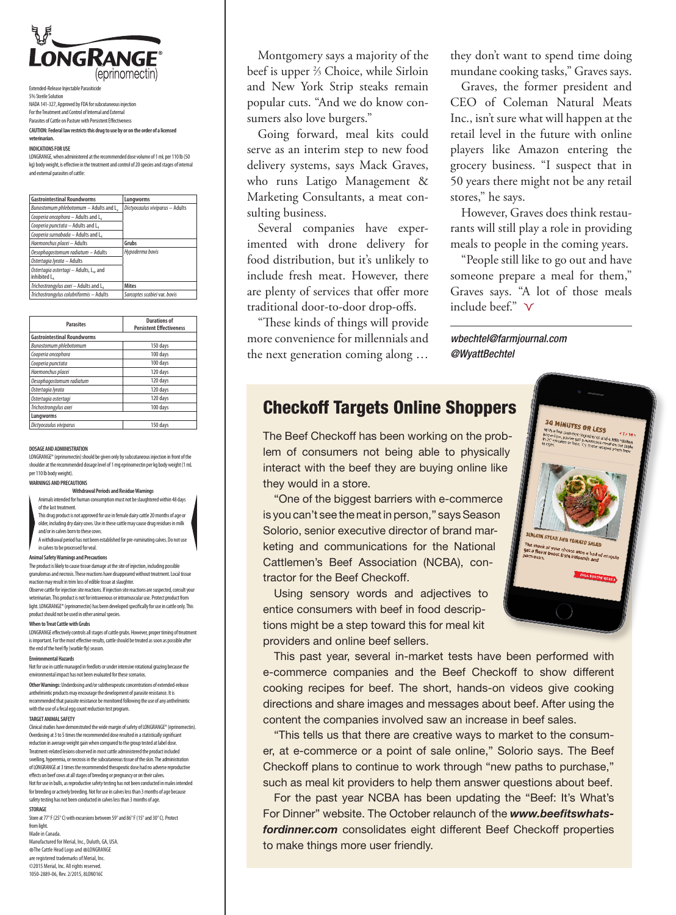# LONGRANGE® (eprinomectin)

Extended-Release Injectable Parasiticide
5% Sterile Solution
NADA 141-327, Approved by FDA for subcutaneous injection
For the Treatment and Control of Internal and External Parasites of Cattle on Pasture with Persistent Effectiveness

**CAUTION: Federal law restricts this drug to use by or on the order of a licensed veterinarian.**

**INDICATIONS FOR USE**

LONGRANGE, when administered at the recommended dose volume of 1 mL per 110 lb (50 kg) body weight, is effective in the treatment and control of 20 species and stages of internal and external parasites of cattle:

| Gastrointestinal Roundworms | Lungworms |
|---|---|
| *Bunostomum phlebotomum* – Adults and $L_4$ | *Dictyocaulus viviparus* – Adults |
| *Cooperia oncophora* – Adults and $L_4$ | |
| *Cooperia punctata* – Adults and $L_4$ | |
| *Cooperia surnabada* – Adults and $L_4$ | |
| *Haemonchus placei* – Adults | **Grubs** |
| *Oesophagostomum radiatum* – Adults | *Hypoderma bovis* |
| *Ostertagia lyrata* – Adults | |
| *Ostertagia ostertagi* – Adults, $L_4$, and inhibited $L_4$ | |
| *Trichostrongylus axei* – Adults and $L_4$ | **Mites** |
| *Trichostrongylus colubriformis* – Adults | *Sarcoptes scabiei* var. *bovis* |

| Parasites | Durations of Persistent Effectiveness |
|---|---|
| **Gastrointestinal Roundworms** | |
| *Bunostomum phlebotomum* | 150 days |
| *Cooperia oncophora* | 100 days |
| *Cooperia punctata* | 100 days |
| *Haemonchus placei* | 120 days |
| *Oesophagostomum radiatum* | 120 days |
| *Ostertagia lyrata* | 120 days |
| *Ostertagia ostertagi* | 120 days |
| *Trichostrongylus axei* | 100 days |
| **Lungworms** | |
| *Dictyocaulus viviparus* | 150 days |

**DOSAGE AND ADMINISTRATION**

LONGRANGE® (eprinomectin) should be given only by subcutaneous injection in front of the shoulder at the recommended dosage level of 1 mg eprinomectin per kg body weight (1 mL per 110 lb body weight).

**WARNINGS AND PRECAUTIONS**

**Withdrawal Periods and Residue Warnings**

Animals intended for human consumption must not be slaughtered within 48 days of the last treatment.

This drug product is not approved for use in female dairy cattle 20 months of age or older, including dry dairy cows. Use in these cattle may cause drug residues in milk and/or in calves born to these cows.

A withdrawal period has not been established for pre-ruminating calves. Do not use in calves to be processed for veal.

**Animal Safety Warnings and Precautions**

The product is likely to cause tissue damage at the site of injection, including possible granulomas and necrosis. These reactions have disappeared without treatment. Local tissue reaction may result in trim loss of edible tissue at slaughter.

Observe cattle for injection site reactions. If injection site reactions are suspected, consult your veterinarian. This product is not for intravenous or intramuscular use. Protect product from light. LONGRANGE® (eprinomectin) has been developed specifically for use in cattle only. This product should not be used in other animal species.

**When to Treat Cattle with Grubs**

LONGRANGE effectively controls all stages of cattle grubs. However, proper timing of treatment is important. For the most effective results, cattle should be treated as soon as possible after the end of the heel fly (warble fly) season.

**Environmental Hazards**

Not for use in cattle managed in feedlots or under intensive rotational grazing because the environmental impact has not been evaluated for these scenarios.

**Other Warnings:** Underdosing and/or subtherapeutic concentrations of extended-release anthelmintic products may encourage the development of parasite resistance. It is recommended that parasite resistance be monitored following the use of any anthelmintic with the use of a fecal egg count reduction test program.

**TARGET ANIMAL SAFETY**

Clinical studies have demonstrated the wide margin of safety of LONGRANGE® (eprinomectin). Overdosing at 3 to 5 times the recommended dose resulted in a statistically significant reduction in average weight gain when compared to the group tested at label dose. Treatment-related lesions observed in most cattle administered the product included swelling, hyperemia, or necrosis in the subcutaneous tissue of the skin. The administration of LONGRANGE at 3 times the recommended therapeutic dose had no adverse reproductive effects on beef cows at all stages of breeding or pregnancy or on their calves.

Not for use in bulls, as reproductive safety testing has not been conducted in males intended for breeding or actively breeding. Not for use in calves less than 3 months of age because safety testing has not been conducted in calves less than 3 months of age.

**STORAGE**

Store at 77° F (25° C) with excursions between 59° and 86° F (15° and 30° C). Protect from light.

Made in Canada.
Manufactured for Merial, Inc., Duluth, GA, USA.
®The Cattle Head Logo and ®LONGRANGE are registered trademarks of Merial, Inc.
©2015 Merial, Inc. All rights reserved.
1050-2889-06, Rev. 2/2015, 8LON016C

---

Montgomery says a majority of the beef is upper ⅔ Choice, while Sirloin and New York Strip steaks remain popular cuts. "And we do know consumers also love burgers."

Going forward, meal kits could serve as an interim step to new food delivery systems, says Mack Graves, who runs Latigo Management & Marketing Consultants, a meat consulting business.

Several companies have experimented with drone delivery for food distribution, but it's unlikely to include fresh meat. However, there are plenty of services that offer more traditional door-to-door drop-offs.

"These kinds of things will provide more convenience for millennials and the next generation coming along … they don't want to spend time doing mundane cooking tasks," Graves says.

Graves, the former president and CEO of Coleman Natural Meats Inc., isn't sure what will happen at the retail level in the future with online players like Amazon entering the grocery business. "I suspect that in 50 years there might not be any retail stores," he says.

However, Graves does think restaurants will still play a role in providing meals to people in the coming years.

"People still like to go out and have someone prepare a meal for them," Graves says. "A lot of those meals include beef."

*wbechtel@farmjournal.com*
*@WyattBechtel*

## Checkoff Targets Online Shoppers

The Beef Checkoff has been working on the problem of consumers not being able to physically interact with the beef they are buying online like they would in a store.

"One of the biggest barriers with e-commerce is you can't see the meat in person," says Season Solorio, senior executive director of brand marketing and communications for the National Cattlemen's Beef Association (NCBA), contractor for the Beef Checkoff.

Using sensory words and adjectives to entice consumers with beef in food descriptions might be a step toward this for meal kit providers and online beef sellers.

This past year, several in-market tests have been performed with e-commerce companies and the Beef Checkoff to show different cooking recipes for beef. The short, hands-on videos give cooking directions and share images and messages about beef. After using the content the companies involved saw an increase in beef sales.

"This tells us that there are creative ways to market to the consumer, at e-commerce or a point of sale online," Solorio says. The Beef Checkoff plans to continue to work through "new paths to purchase," such as meal kit providers to help them answer questions about beef.

For the past year NCBA has been updating the "Beef: It's What's For Dinner" website. The October relaunch of the ***www.beefitswhatsfordinner.com*** consolidates eight different Beef Checkoff properties to make things more user friendly.